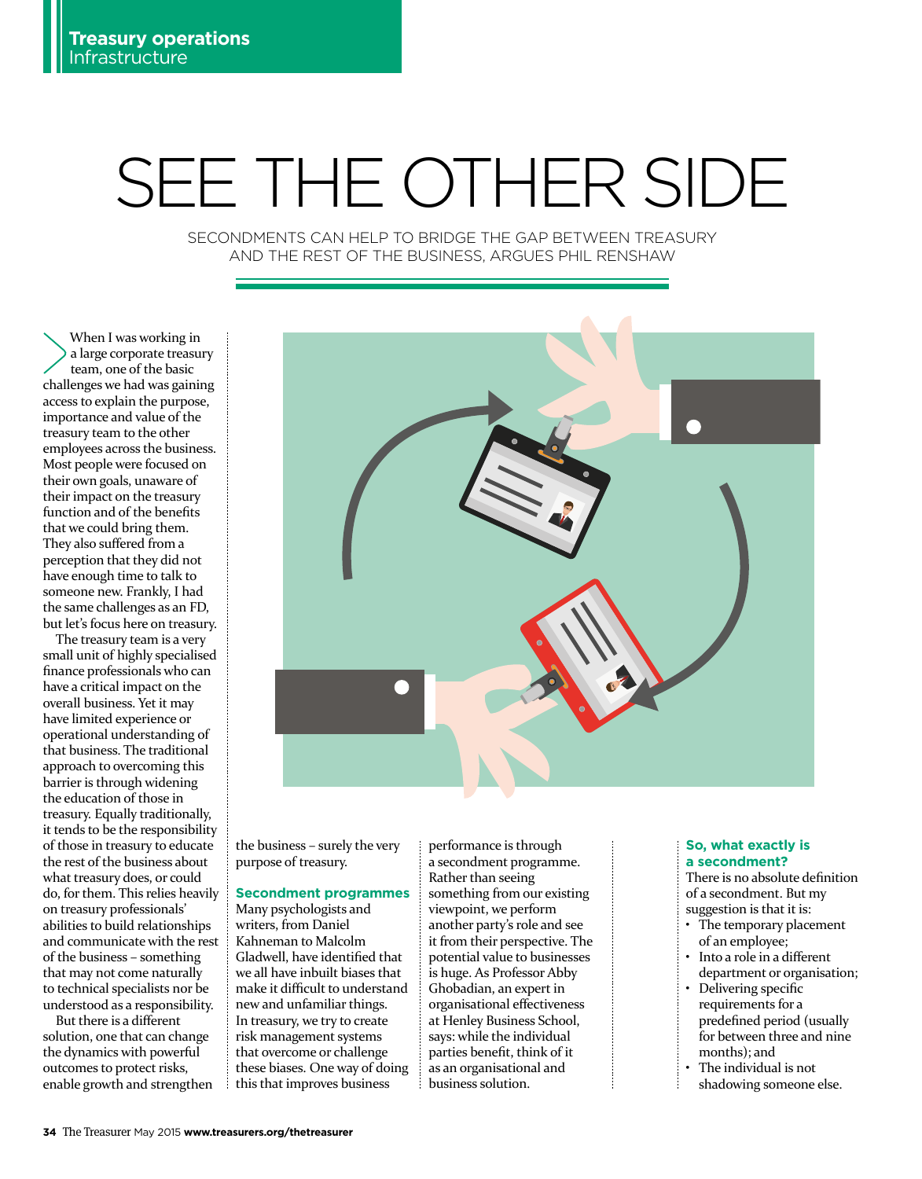# SEE THE OTHER SIDE

SECONDMENTS CAN HELP TO BRIDGE THE GAP BETWEEN TREASURY AND THE REST OF THE BUSINESS, ARGUES PHIL RENSHAW

When I was working in a large corporate treasury team, one of the basic challenges we had was gaining access to explain the purpose, importance and value of the treasury team to the other employees across the business. Most people were focused on their own goals, unaware of their impact on the treasury function and of the benefits that we could bring them. They also suffered from a perception that they did not have enough time to talk to someone new. Frankly, I had the same challenges as an FD, but let's focus here on treasury.

The treasury team is a very small unit of highly specialised finance professionals who can have a critical impact on the overall business. Yet it may have limited experience or operational understanding of that business. The traditional approach to overcoming this barrier is through widening the education of those in treasury. Equally traditionally, it tends to be the responsibility of those in treasury to educate the rest of the business about what treasury does, or could do, for them. This relies heavily on treasury professionals' abilities to build relationships and communicate with the rest of the business – something that may not come naturally to technical specialists nor be understood as a responsibility.

But there is a different solution, one that can change the dynamics with powerful outcomes to protect risks, enable growth and strengthen the business – surely the very purpose of treasury.

## Secondment programmes

Many psychologists and writers, from Daniel Kahneman to Malcolm Gladwell, have identified that we all have inbuilt biases that make it difficult to understand new and unfamiliar things. In treasury, we try to create risk management systems that overcome or challenge these biases. One way of doing this that improves business performance is through a secondment programme. Rather than seeing something from our existing viewpoint, we perform another party's role and see it from their perspective. The potential value to businesses is huge. As Professor Abby Ghobadian, an expert in organisational effectiveness at Henley Business School, says: while the individual parties benefit, think of it as an organisational and business solution.

## So, what exactly is a secondment?

There is no absolute definition of a secondment. But my suggestion is that it is:

- The temporary placement of an employee;
- Into a role in a different department or organisation;
- Delivering specific requirements for a predefined period (usually for between three and nine months); and
- The individual is not shadowing someone else.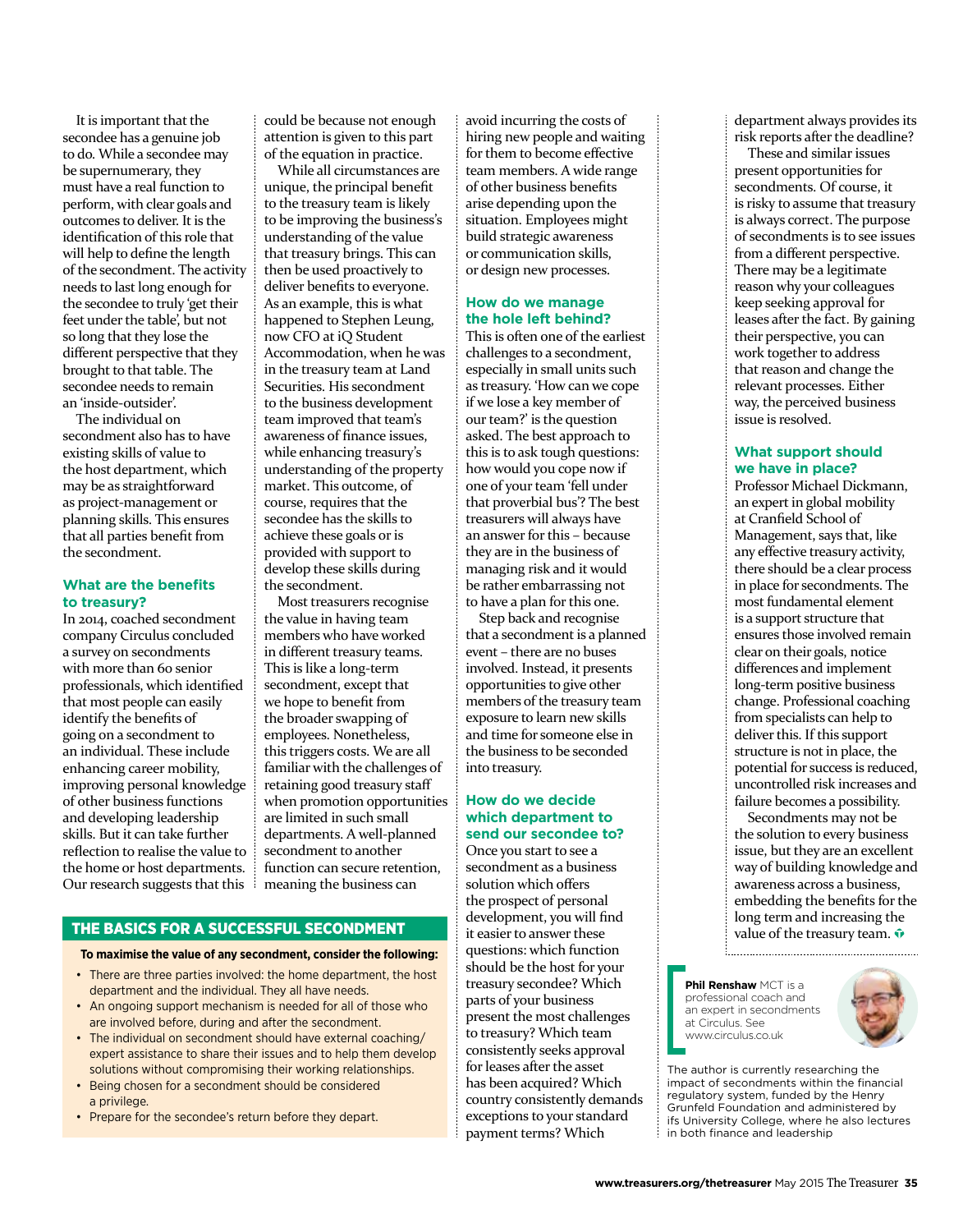It is important that the secondee has a genuine job to do. While a secondee may be supernumerary, they must have a real function to perform, with clear goals and outcomes to deliver. It is the identification of this role that will help to define the length of the secondment. The activity needs to last long enough for the secondee to truly 'get their feet under the table', but not so long that they lose the different perspective that they brought to that table. The secondee needs to remain an 'inside-outsider'.

The individual on secondment also has to have existing skills of value to the host department, which may be as straightforward as project-management or planning skills. This ensures that all parties benefit from the secondment.

### What are the benefits to treasury?

In 2014, coached secondment company Circulus concluded a survey on secondments with more than 60 senior professionals, which identified that most people can easily identify the benefits of going on a secondment to an individual. These include enhancing career mobility, improving personal knowledge of other business functions and developing leadership skills. But it can take further reflection to realise the value to the home or host departments. Our research suggests that this could be because not enough attention is given to this part of the equation in practice.

While all circumstances are unique, the principal benefit to the treasury team is likely to be improving the business's understanding of the value that treasury brings. This can then be used proactively to deliver benefits to everyone. As an example, this is what happened to Stephen Leung, now CFO at iQ Student Accommodation, when he was in the treasury team at Land Securities. His secondment to the business development team improved that team's awareness of finance issues, while enhancing treasury's understanding of the property market. This outcome, of course, requires that the secondee has the skills to achieve these goals or is provided with support to develop these skills during the secondment.

Most treasurers recognise the value in having team members who have worked in different treasury teams. This is like a long-term secondment, except that we hope to benefit from the broader swapping of employees. Nonetheless, this triggers costs. We are all familiar with the challenges of retaining good treasury staff when promotion opportunities are limited in such small departments. A well-planned secondment to another function can secure retention, meaning the business can avoid incurring the costs of hiring new people and waiting for them to become effective team members. A wide range of other business benefits arise depending upon the situation. Employees might build strategic awareness or communication skills, or design new processes.

### How do we manage the hole left behind?

This is often one of the earliest challenges to a secondment, especially in small units such as treasury. 'How can we cope if we lose a key member of our team?' is the question asked. The best approach to this is to ask tough questions: how would you cope now if one of your team 'fell under that proverbial bus'? The best treasurers will always have an answer for this – because they are in the business of managing risk and it would be rather embarrassing not to have a plan for this one.

Step back and recognise that a secondment is a planned event – there are no buses involved. Instead, it presents opportunities to give other members of the treasury team exposure to learn new skills and time for someone else in the business to be seconded into treasury.

### How do we decide which department to send our secondee to?

Once you start to see a secondment as a business solution which offers the prospect of personal development, you will find it easier to answer these questions: which function should be the host for your treasury secondee? Which parts of your business present the most challenges to treasury? Which team consistently seeks approval for leases after the asset has been acquired? Which country consistently demands exceptions to your standard payment terms? Which department always provides its risk reports after the deadline?

These and similar issues present opportunities for secondments. Of course, it is risky to assume that treasury is always correct. The purpose of secondments is to see issues from a different perspective. There may be a legitimate reason why your colleagues keep seeking approval for leases after the fact. By gaining their perspective, you can work together to address that reason and change the relevant processes. Either way, the perceived business issue is resolved.

### What support should we have in place?

Professor Michael Dickmann, an expert in global mobility at Cranfield School of Management, says that, like any effective treasury activity, there should be a clear process in place for secondments. The most fundamental element is a support structure that ensures those involved remain clear on their goals, notice differences and implement long-term positive business change. Professional coaching from specialists can help to deliver this. If this support structure is not in place, the potential for success is reduced, uncontrolled risk increases and failure becomes a possibility.

Secondments may not be the solution to every business issue, but they are an excellent way of building knowledge and awareness across a business, embedding the benefits for the long term and increasing the value of the treasury team.

## THE BASICS FOR A SUCCESSFUL SECONDMENT

**To maximise the value of any secondment, consider the following:**

- There are three parties involved: the home department, the host department and the individual. They all have needs.
- An ongoing support mechanism is needed for all of those who are involved before, during and after the secondment.
- The individual on secondment should have external coaching/expert assistance to share their issues and to help them develop solutions without compromising their working relationships.
- Being chosen for a secondment should be considered a privilege.
- Prepare for the secondee's return before they depart.

**Phil Renshaw** MCT is a professional coach and an expert in secondments at Circulus. See www.circulus.co.uk

The author is currently researching the impact of secondments within the financial regulatory system, funded by the Henry Grunfeld Foundation and administered by ifs University College, where he also lectures in both finance and leadership